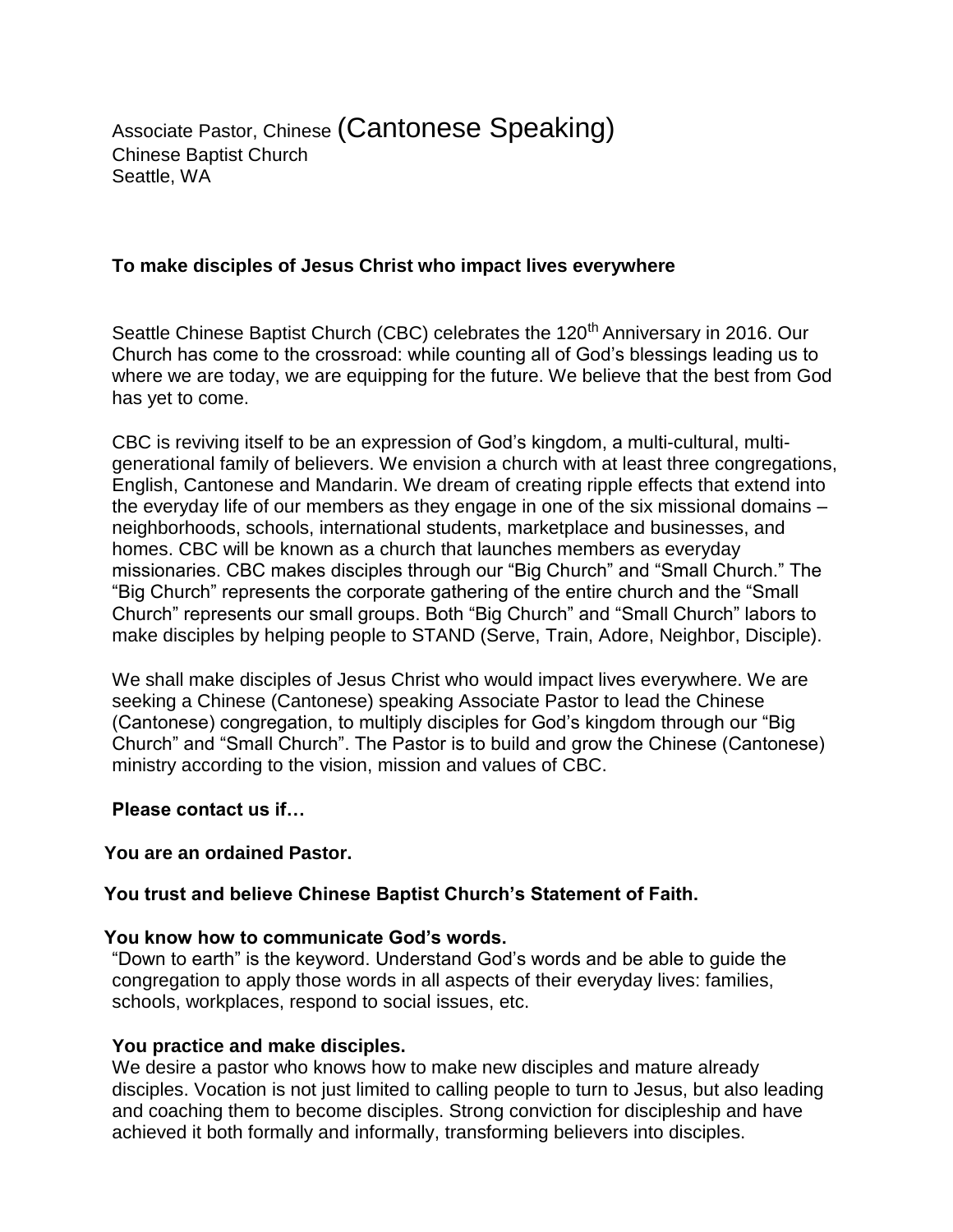Associate Pastor, Chinese (Cantonese Speaking)
Chinese Baptist Church
Seattle, WA

**To make disciples of Jesus Christ who impact lives everywhere**

Seattle Chinese Baptist Church (CBC) celebrates the 120th Anniversary in 2016. Our Church has come to the crossroad: while counting all of God's blessings leading us to where we are today, we are equipping for the future. We believe that the best from God has yet to come.

CBC is reviving itself to be an expression of God's kingdom, a multi-cultural, multi-generational family of believers. We envision a church with at least three congregations, English, Cantonese and Mandarin. We dream of creating ripple effects that extend into the everyday life of our members as they engage in one of the six missional domains – neighborhoods, schools, international students, marketplace and businesses, and homes. CBC will be known as a church that launches members as everyday missionaries. CBC makes disciples through our "Big Church" and "Small Church." The "Big Church" represents the corporate gathering of the entire church and the "Small Church" represents our small groups. Both "Big Church" and "Small Church" labors to make disciples by helping people to STAND (Serve, Train, Adore, Neighbor, Disciple).

We shall make disciples of Jesus Christ who would impact lives everywhere. We are seeking a Chinese (Cantonese) speaking Associate Pastor to lead the Chinese (Cantonese) congregation, to multiply disciples for God's kingdom through our "Big Church" and "Small Church". The Pastor is to build and grow the Chinese (Cantonese) ministry according to the vision, mission and values of CBC.

**Please contact us if…**

**You are an ordained Pastor.**

**You trust and believe Chinese Baptist Church's Statement of Faith.**

**You know how to communicate God's words.**
"Down to earth" is the keyword. Understand God's words and be able to guide the congregation to apply those words in all aspects of their everyday lives: families, schools, workplaces, respond to social issues, etc.

**You practice and make disciples.**
We desire a pastor who knows how to make new disciples and mature already disciples. Vocation is not just limited to calling people to turn to Jesus, but also leading and coaching them to become disciples. Strong conviction for discipleship and have achieved it both formally and informally, transforming believers into disciples.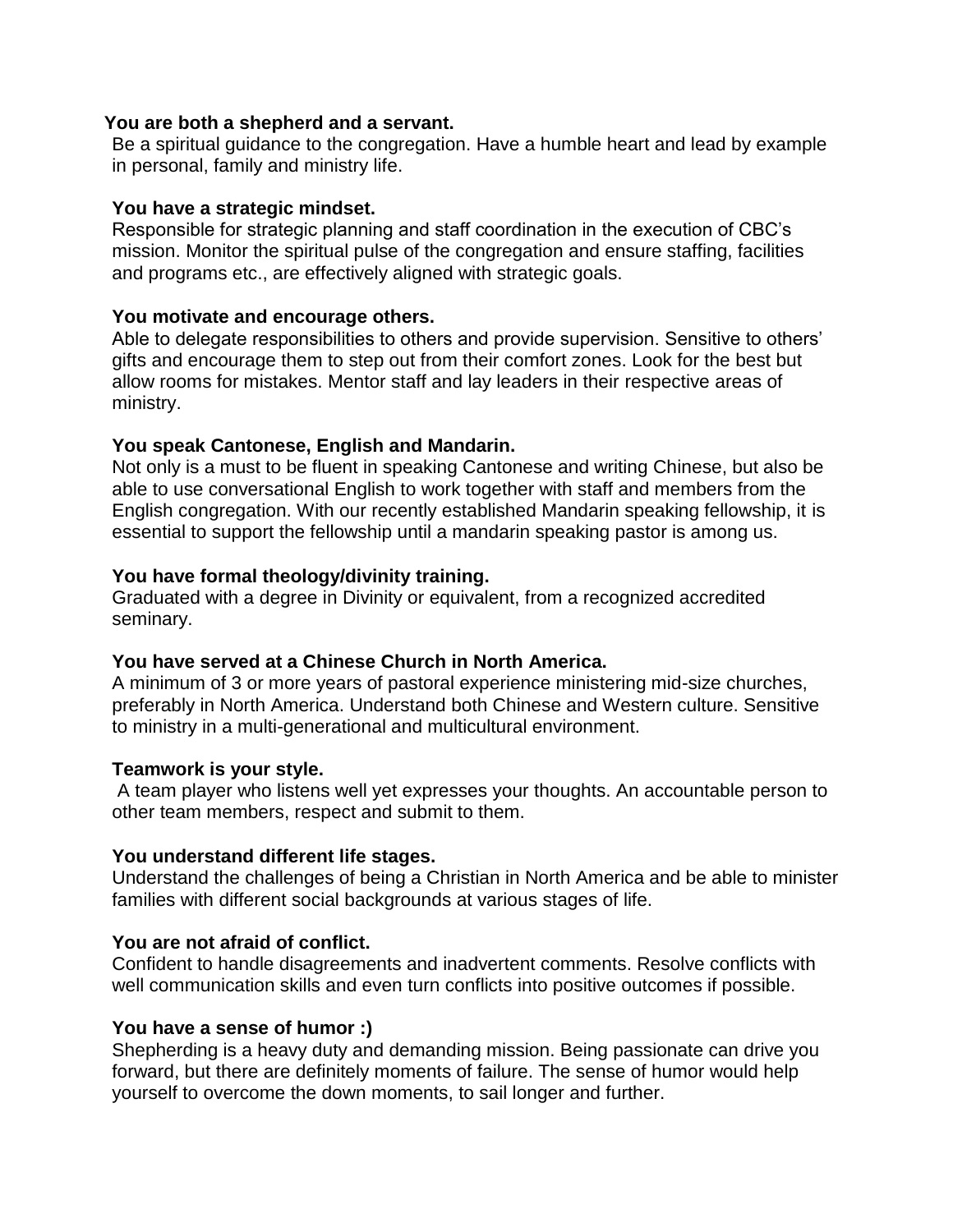**You are both a shepherd and a servant.**

Be a spiritual guidance to the congregation. Have a humble heart and lead by example in personal, family and ministry life.

**You have a strategic mindset.**

Responsible for strategic planning and staff coordination in the execution of CBC's mission. Monitor the spiritual pulse of the congregation and ensure staffing, facilities and programs etc., are effectively aligned with strategic goals.

**You motivate and encourage others.**

Able to delegate responsibilities to others and provide supervision. Sensitive to others' gifts and encourage them to step out from their comfort zones. Look for the best but allow rooms for mistakes. Mentor staff and lay leaders in their respective areas of ministry.

**You speak Cantonese, English and Mandarin.**

Not only is a must to be fluent in speaking Cantonese and writing Chinese, but also be able to use conversational English to work together with staff and members from the English congregation. With our recently established Mandarin speaking fellowship, it is essential to support the fellowship until a mandarin speaking pastor is among us.

**You have formal theology/divinity training.**

Graduated with a degree in Divinity or equivalent, from a recognized accredited seminary.

**You have served at a Chinese Church in North America.**

A minimum of 3 or more years of pastoral experience ministering mid-size churches, preferably in North America. Understand both Chinese and Western culture. Sensitive to ministry in a multi-generational and multicultural environment.

**Teamwork is your style.**

A team player who listens well yet expresses your thoughts. An accountable person to other team members, respect and submit to them.

**You understand different life stages.**

Understand the challenges of being a Christian in North America and be able to minister families with different social backgrounds at various stages of life.

**You are not afraid of conflict.**

Confident to handle disagreements and inadvertent comments. Resolve conflicts with well communication skills and even turn conflicts into positive outcomes if possible.

**You have a sense of humor :)**

Shepherding is a heavy duty and demanding mission. Being passionate can drive you forward, but there are definitely moments of failure. The sense of humor would help yourself to overcome the down moments, to sail longer and further.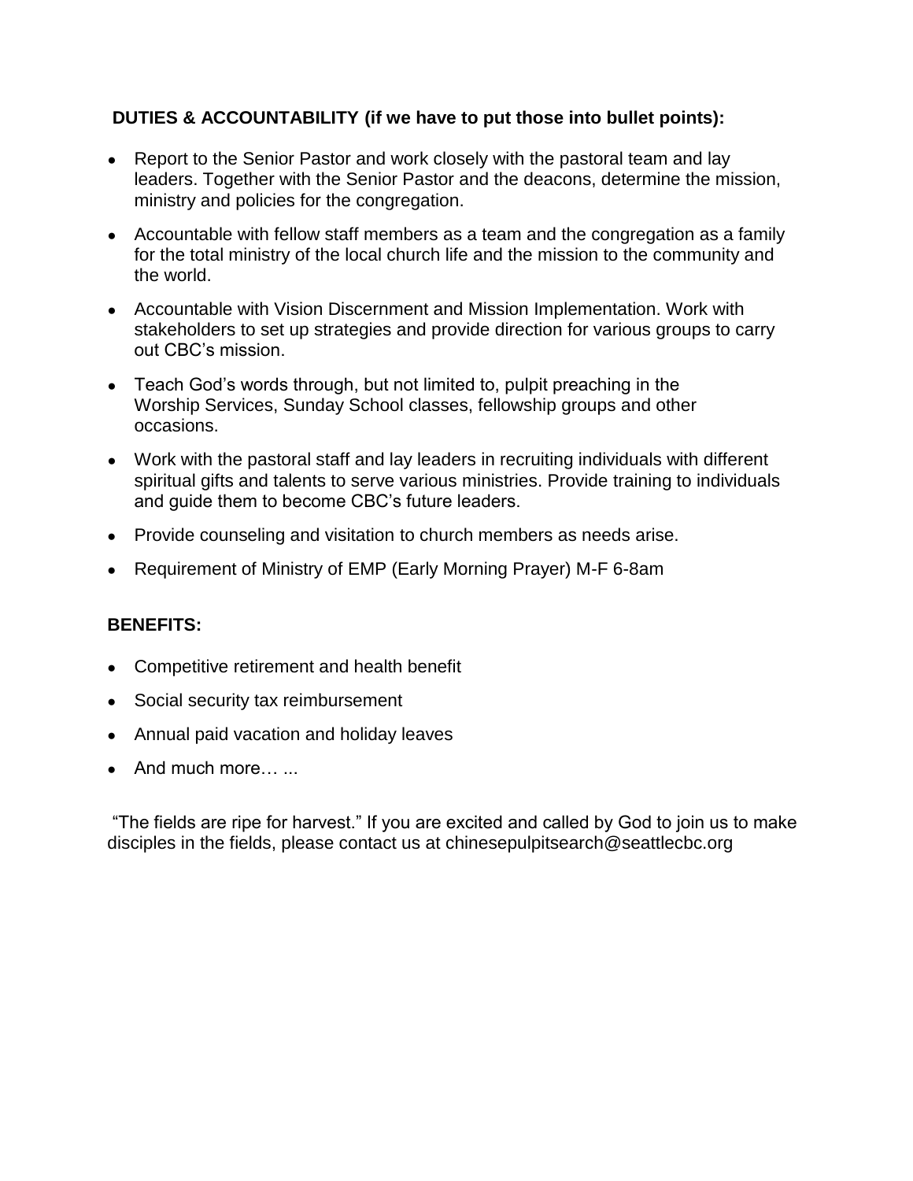**DUTIES & ACCOUNTABILITY (if we have to put those into bullet points):**

- Report to the Senior Pastor and work closely with the pastoral team and lay leaders. Together with the Senior Pastor and the deacons, determine the mission, ministry and policies for the congregation.
- Accountable with fellow staff members as a team and the congregation as a family for the total ministry of the local church life and the mission to the community and the world.
- Accountable with Vision Discernment and Mission Implementation. Work with stakeholders to set up strategies and provide direction for various groups to carry out CBC's mission.
- Teach God's words through, but not limited to, pulpit preaching in the Worship Services, Sunday School classes, fellowship groups and other occasions.
- Work with the pastoral staff and lay leaders in recruiting individuals with different spiritual gifts and talents to serve various ministries. Provide training to individuals and guide them to become CBC's future leaders.
- Provide counseling and visitation to church members as needs arise.
- Requirement of Ministry of EMP (Early Morning Prayer) M-F 6-8am

**BENEFITS:**

- Competitive retirement and health benefit
- Social security tax reimbursement
- Annual paid vacation and holiday leaves
- And much more… ...

"The fields are ripe for harvest." If you are excited and called by God to join us to make disciples in the fields, please contact us at chinesepulpitsearch@seattlecbc.org